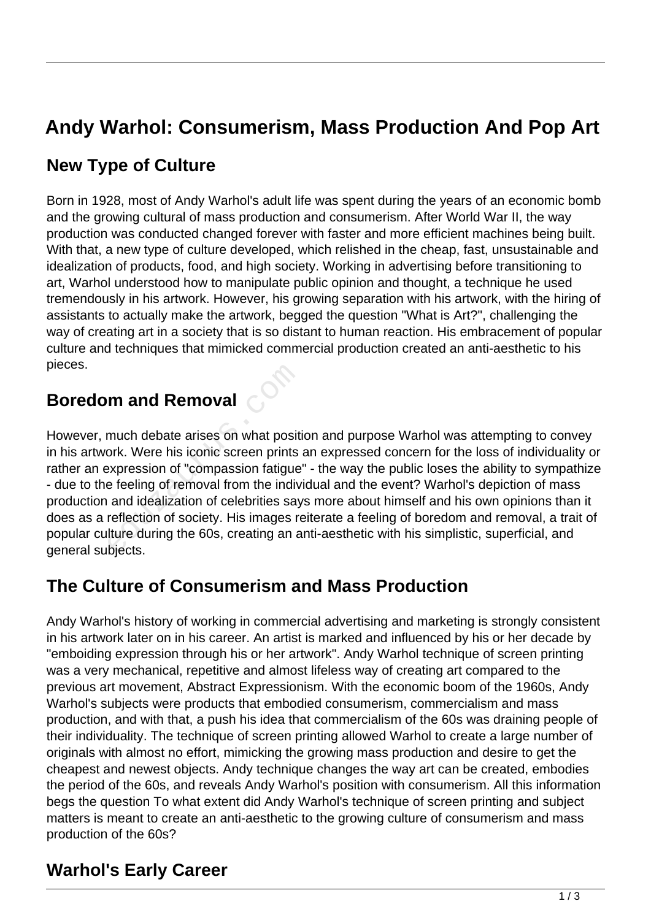# Andy Warhol: Consumerism, Mass Production And Pop Art

## New Type of Culture

Born in 1928, most of Andy Warhol's adult life was spent during the years of an economic bomb and the growing cultural of mass production and consumerism. After World War II, the way production was conducted changed forever with faster and more efficient machines being built. With that, a new type of culture developed, which relished in the cheap, fast, unsustainable and idealization of products, food, and high society. Working in advertising before transitioning to art, Warhol understood how to manipulate public opinion and thought, a technique he used tremendously in his artwork. However, his growing separation with his artwork, with the hiring of assistants to actually make the artwork, begged the question "What is Art?", challenging the way of creating art in a society that is so distant to human reaction. His embracement of popular culture and techniques that mimicked commercial production created an anti-aesthetic to his pieces.

## Boredom and Removal

However, much debate arises on what position and purpose Warhol was attempting to convey in his artwork. Were his iconic screen prints an expressed concern for the loss of individuality or rather an expression of "compassion fatigue" - the way the public loses the ability to sympathize - due to the feeling of removal from the individual and the event? Warhol's depiction of mass production and idealization of celebrities says more about himself and his own opinions than it does as a reflection of society. His images reiterate a feeling of boredom and removal, a trait of popular culture during the 60s, creating an anti-aesthetic with his simplistic, superficial, and general subjects.

## The Culture of Consumerism and Mass Production

Andy Warhol's history of working in commercial advertising and marketing is strongly consistent in his artwork later on in his career. An artist is marked and influenced by his or her decade by "emboiding expression through his or her artwork". Andy Warhol technique of screen printing was a very mechanical, repetitive and almost lifeless way of creating art compared to the previous art movement, Abstract Expressionism. With the economic boom of the 1960s, Andy Warhol's subjects were products that embodied consumerism, commercialism and mass production, and with that, a push his idea that commercialism of the 60s was draining people of their individuality. The technique of screen printing allowed Warhol to create a large number of originals with almost no effort, mimicking the growing mass production and desire to get the cheapest and newest objects. Andy technique changes the way art can be created, embodies the period of the 60s, and reveals Andy Warhol's position with consumerism. All this information begs the question To what extent did Andy Warhol's technique of screen printing and subject matters is meant to create an anti-aesthetic to the growing culture of consumerism and mass production of the 60s?

## Warhol's Early Career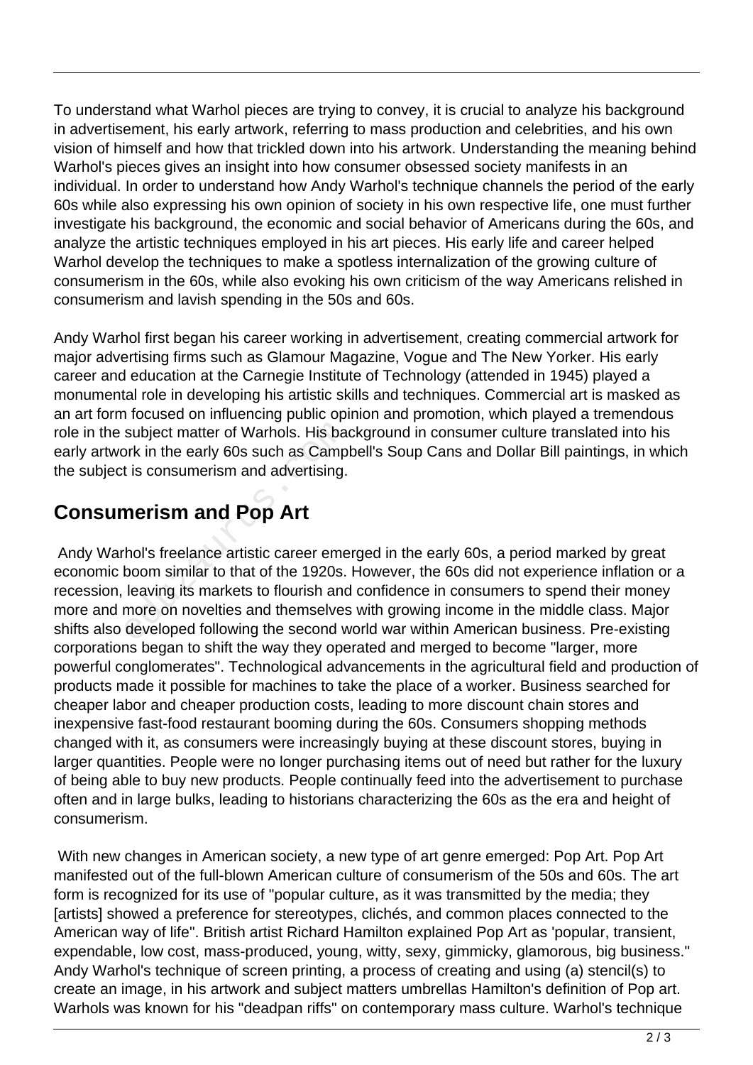To understand what Warhol pieces are trying to convey, it is crucial to analyze his background in advertisement, his early artwork, referring to mass production and celebrities, and his own vision of himself and how that trickled down into his artwork. Understanding the meaning behind Warhol's pieces gives an insight into how consumer obsessed society manifests in an individual. In order to understand how Andy Warhol's technique channels the period of the early 60s while also expressing his own opinion of society in his own respective life, one must further investigate his background, the economic and social behavior of Americans during the 60s, and analyze the artistic techniques employed in his art pieces. His early life and career helped Warhol develop the techniques to make a spotless internalization of the growing culture of consumerism in the 60s, while also evoking his own criticism of the way Americans relished in consumerism and lavish spending in the 50s and 60s.

Andy Warhol first began his career working in advertisement, creating commercial artwork for major advertising firms such as Glamour Magazine, Vogue and The New Yorker. His early career and education at the Carnegie Institute of Technology (attended in 1945) played a monumental role in developing his artistic skills and techniques. Commercial art is masked as an art form focused on influencing public opinion and promotion, which played a tremendous role in the subject matter of Warhols. His background in consumer culture translated into his early artwork in the early 60s such as Campbell's Soup Cans and Dollar Bill paintings, in which the subject is consumerism and advertising.

## Consumerism and Pop Art

Andy Warhol's freelance artistic career emerged in the early 60s, a period marked by great economic boom similar to that of the 1920s. However, the 60s did not experience inflation or a recession, leaving its markets to flourish and confidence in consumers to spend their money more and more on novelties and themselves with growing income in the middle class. Major shifts also developed following the second world war within American business. Pre-existing corporations began to shift the way they operated and merged to become "larger, more powerful conglomerates". Technological advancements in the agricultural field and production of products made it possible for machines to take the place of a worker. Business searched for cheaper labor and cheaper production costs, leading to more discount chain stores and inexpensive fast-food restaurant booming during the 60s. Consumers shopping methods changed with it, as consumers were increasingly buying at these discount stores, buying in larger quantities. People were no longer purchasing items out of need but rather for the luxury of being able to buy new products. People continually feed into the advertisement to purchase often and in large bulks, leading to historians characterizing the 60s as the era and height of consumerism.

With new changes in American society, a new type of art genre emerged: Pop Art. Pop Art manifested out of the full-blown American culture of consumerism of the 50s and 60s. The art form is recognized for its use of "popular culture, as it was transmitted by the media; they [artists] showed a preference for stereotypes, clichés, and common places connected to the American way of life". British artist Richard Hamilton explained Pop Art as 'popular, transient, expendable, low cost, mass-produced, young, witty, sexy, gimmicky, glamorous, big business." Andy Warhol's technique of screen printing, a process of creating and using (a) stencil(s) to create an image, in his artwork and subject matters umbrellas Hamilton's definition of Pop art. Warhols was known for his "deadpan riffs" on contemporary mass culture. Warhol's technique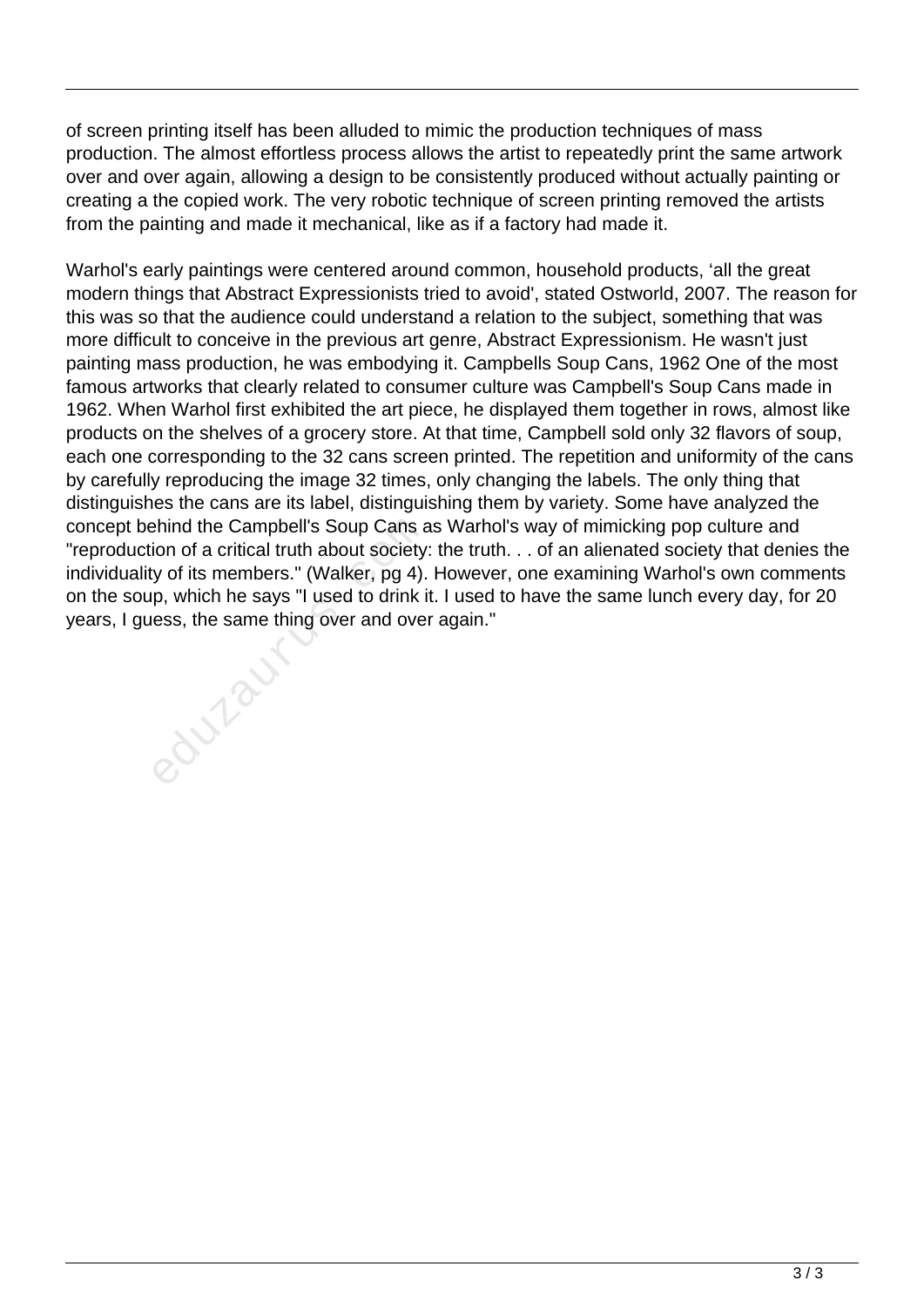of screen printing itself has been alluded to mimic the production techniques of mass production. The almost effortless process allows the artist to repeatedly print the same artwork over and over again, allowing a design to be consistently produced without actually painting or creating a the copied work. The very robotic technique of screen printing removed the artists from the painting and made it mechanical, like as if a factory had made it.

Warhol's early paintings were centered around common, household products, 'all the great modern things that Abstract Expressionists tried to avoid', stated Ostworld, 2007. The reason for this was so that the audience could understand a relation to the subject, something that was more difficult to conceive in the previous art genre, Abstract Expressionism. He wasn't just painting mass production, he was embodying it. Campbells Soup Cans, 1962 One of the most famous artworks that clearly related to consumer culture was Campbell's Soup Cans made in 1962. When Warhol first exhibited the art piece, he displayed them together in rows, almost like products on the shelves of a grocery store. At that time, Campbell sold only 32 flavors of soup, each one corresponding to the 32 cans screen printed. The repetition and uniformity of the cans by carefully reproducing the image 32 times, only changing the labels. The only thing that distinguishes the cans are its label, distinguishing them by variety. Some have analyzed the concept behind the Campbell's Soup Cans as Warhol's way of mimicking pop culture and "reproduction of a critical truth about society: the truth. . . of an alienated society that denies the individuality of its members." (Walker, pg 4). However, one examining Warhol's own comments on the soup, which he says "I used to drink it. I used to have the same lunch every day, for 20 years, I guess, the same thing over and over again."